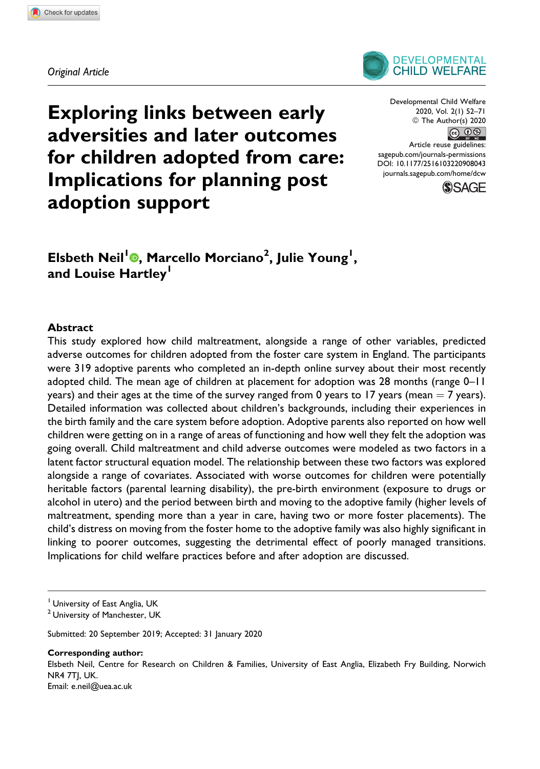Original Article

# Exploring links between early adversities and later outcomes for children adopted from care: Implications for planning post adoption support

Developmental Child Welfare
2020, Vol. 2(1) 52–71
© The Author(s) 2020
Article reuse guidelines: sagepub.com/journals-permissions
DOI: 10.1177/2516103220908043
journals.sagepub.com/home/dcw

**Elsbeth Neil[1], Marcello Morciano[2], Julie Young[1], and Louise Hartley[1]**

## Abstract

This study explored how child maltreatment, alongside a range of other variables, predicted adverse outcomes for children adopted from the foster care system in England. The participants were 319 adoptive parents who completed an in-depth online survey about their most recently adopted child. The mean age of children at placement for adoption was 28 months (range 0–11 years) and their ages at the time of the survey ranged from 0 years to 17 years (mean = 7 years). Detailed information was collected about children's backgrounds, including their experiences in the birth family and the care system before adoption. Adoptive parents also reported on how well children were getting on in a range of areas of functioning and how well they felt the adoption was going overall. Child maltreatment and child adverse outcomes were modeled as two factors in a latent factor structural equation model. The relationship between these two factors was explored alongside a range of covariates. Associated with worse outcomes for children were potentially heritable factors (parental learning disability), the pre-birth environment (exposure to drugs or alcohol in utero) and the period between birth and moving to the adoptive family (higher levels of maltreatment, spending more than a year in care, having two or more foster placements). The child's distress on moving from the foster home to the adoptive family was also highly significant in linking to poorer outcomes, suggesting the detrimental effect of poorly managed transitions. Implications for child welfare practices before and after adoption are discussed.

[1] University of East Anglia, UK
[2] University of Manchester, UK

Submitted: 20 September 2019; Accepted: 31 January 2020

**Corresponding author:**
Elsbeth Neil, Centre for Research on Children & Families, University of East Anglia, Elizabeth Fry Building, Norwich NR4 7TJ, UK.
Email: e.neil@uea.ac.uk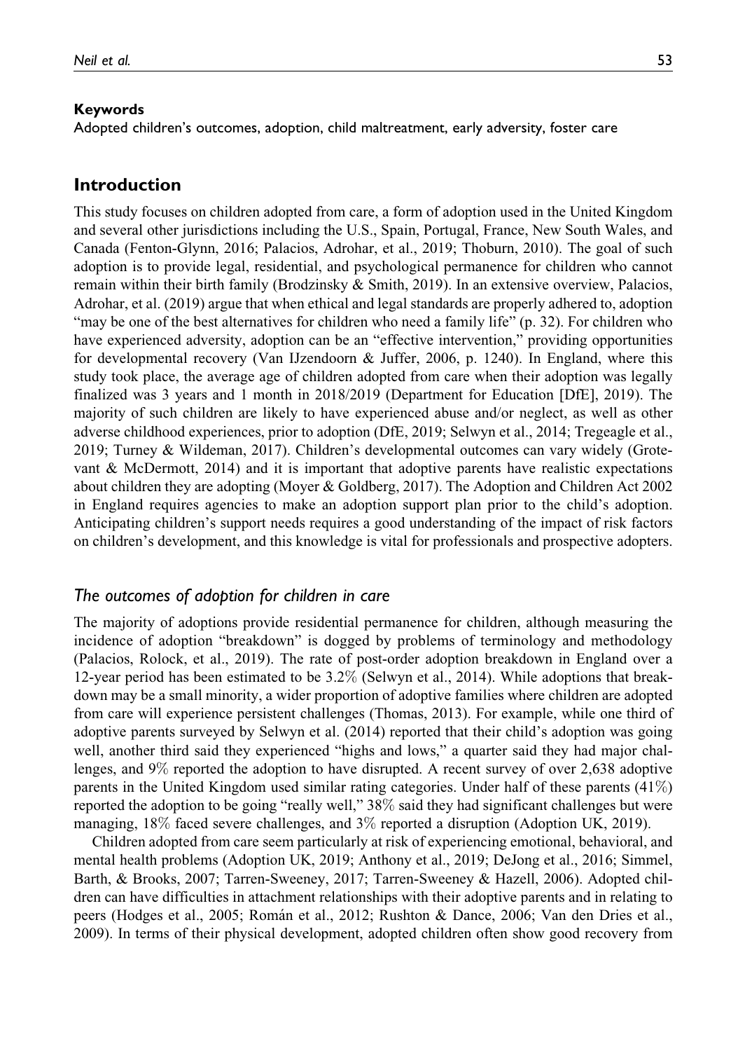**Keywords**

Adopted children's outcomes, adoption, child maltreatment, early adversity, foster care

## Introduction

This study focuses on children adopted from care, a form of adoption used in the United Kingdom and several other jurisdictions including the U.S., Spain, Portugal, France, New South Wales, and Canada (Fenton-Glynn, 2016; Palacios, Adrohar, et al., 2019; Thoburn, 2010). The goal of such adoption is to provide legal, residential, and psychological permanence for children who cannot remain within their birth family (Brodzinsky & Smith, 2019). In an extensive overview, Palacios, Adrohar, et al. (2019) argue that when ethical and legal standards are properly adhered to, adoption "may be one of the best alternatives for children who need a family life" (p. 32). For children who have experienced adversity, adoption can be an "effective intervention," providing opportunities for developmental recovery (Van IJzendoorn & Juffer, 2006, p. 1240). In England, where this study took place, the average age of children adopted from care when their adoption was legally finalized was 3 years and 1 month in 2018/2019 (Department for Education [DfE], 2019). The majority of such children are likely to have experienced abuse and/or neglect, as well as other adverse childhood experiences, prior to adoption (DfE, 2019; Selwyn et al., 2014; Tregeagle et al., 2019; Turney & Wildeman, 2017). Children's developmental outcomes can vary widely (Grotevant & McDermott, 2014) and it is important that adoptive parents have realistic expectations about children they are adopting (Moyer & Goldberg, 2017). The Adoption and Children Act 2002 in England requires agencies to make an adoption support plan prior to the child's adoption. Anticipating children's support needs requires a good understanding of the impact of risk factors on children's development, and this knowledge is vital for professionals and prospective adopters.

### *The outcomes of adoption for children in care*

The majority of adoptions provide residential permanence for children, although measuring the incidence of adoption "breakdown" is dogged by problems of terminology and methodology (Palacios, Rolock, et al., 2019). The rate of post-order adoption breakdown in England over a 12-year period has been estimated to be 3.2% (Selwyn et al., 2014). While adoptions that breakdown may be a small minority, a wider proportion of adoptive families where children are adopted from care will experience persistent challenges (Thomas, 2013). For example, while one third of adoptive parents surveyed by Selwyn et al. (2014) reported that their child's adoption was going well, another third said they experienced "highs and lows," a quarter said they had major challenges, and 9% reported the adoption to have disrupted. A recent survey of over 2,638 adoptive parents in the United Kingdom used similar rating categories. Under half of these parents (41%) reported the adoption to be going "really well," 38% said they had significant challenges but were managing, 18% faced severe challenges, and 3% reported a disruption (Adoption UK, 2019).

Children adopted from care seem particularly at risk of experiencing emotional, behavioral, and mental health problems (Adoption UK, 2019; Anthony et al., 2019; DeJong et al., 2016; Simmel, Barth, & Brooks, 2007; Tarren-Sweeney, 2017; Tarren-Sweeney & Hazell, 2006). Adopted children can have difficulties in attachment relationships with their adoptive parents and in relating to peers (Hodges et al., 2005; Román et al., 2012; Rushton & Dance, 2006; Van den Dries et al., 2009). In terms of their physical development, adopted children often show good recovery from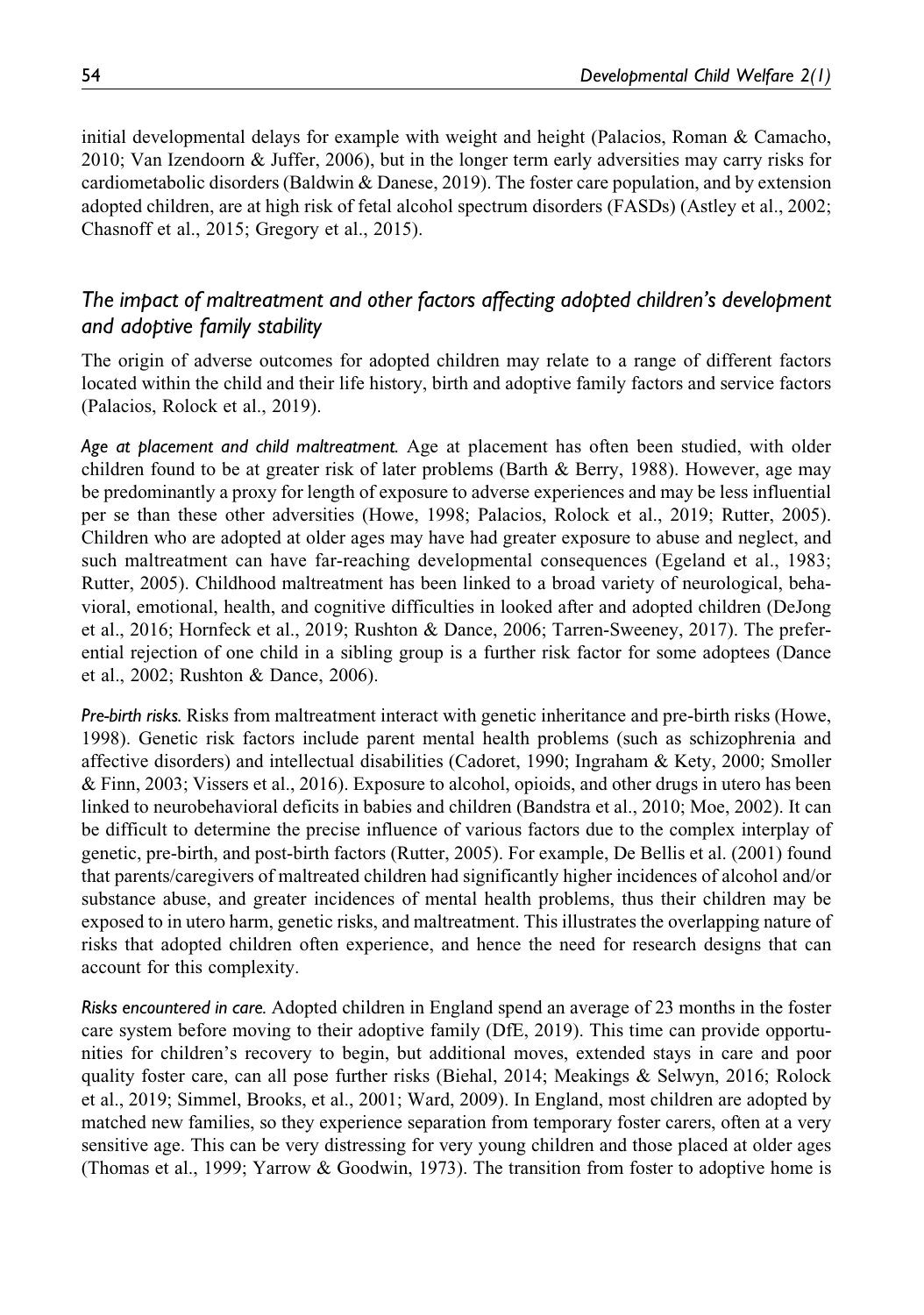initial developmental delays for example with weight and height (Palacios, Roman & Camacho, 2010; Van Izendoorn & Juffer, 2006), but in the longer term early adversities may carry risks for cardiometabolic disorders (Baldwin & Danese, 2019). The foster care population, and by extension adopted children, are at high risk of fetal alcohol spectrum disorders (FASDs) (Astley et al., 2002; Chasnoff et al., 2015; Gregory et al., 2015).

## *The impact of maltreatment and other factors affecting adopted children's development and adoptive family stability*

The origin of adverse outcomes for adopted children may relate to a range of different factors located within the child and their life history, birth and adoptive family factors and service factors (Palacios, Rolock et al., 2019).

*Age at placement and child maltreatment.* Age at placement has often been studied, with older children found to be at greater risk of later problems (Barth & Berry, 1988). However, age may be predominantly a proxy for length of exposure to adverse experiences and may be less influential per se than these other adversities (Howe, 1998; Palacios, Rolock et al., 2019; Rutter, 2005). Children who are adopted at older ages may have had greater exposure to abuse and neglect, and such maltreatment can have far-reaching developmental consequences (Egeland et al., 1983; Rutter, 2005). Childhood maltreatment has been linked to a broad variety of neurological, behavioral, emotional, health, and cognitive difficulties in looked after and adopted children (DeJong et al., 2016; Hornfeck et al., 2019; Rushton & Dance, 2006; Tarren-Sweeney, 2017). The preferential rejection of one child in a sibling group is a further risk factor for some adoptees (Dance et al., 2002; Rushton & Dance, 2006).

*Pre-birth risks.* Risks from maltreatment interact with genetic inheritance and pre-birth risks (Howe, 1998). Genetic risk factors include parent mental health problems (such as schizophrenia and affective disorders) and intellectual disabilities (Cadoret, 1990; Ingraham & Kety, 2000; Smoller & Finn, 2003; Vissers et al., 2016). Exposure to alcohol, opioids, and other drugs in utero has been linked to neurobehavioral deficits in babies and children (Bandstra et al., 2010; Moe, 2002). It can be difficult to determine the precise influence of various factors due to the complex interplay of genetic, pre-birth, and post-birth factors (Rutter, 2005). For example, De Bellis et al. (2001) found that parents/caregivers of maltreated children had significantly higher incidences of alcohol and/or substance abuse, and greater incidences of mental health problems, thus their children may be exposed to in utero harm, genetic risks, and maltreatment. This illustrates the overlapping nature of risks that adopted children often experience, and hence the need for research designs that can account for this complexity.

*Risks encountered in care.* Adopted children in England spend an average of 23 months in the foster care system before moving to their adoptive family (DfE, 2019). This time can provide opportunities for children's recovery to begin, but additional moves, extended stays in care and poor quality foster care, can all pose further risks (Biehal, 2014; Meakings & Selwyn, 2016; Rolock et al., 2019; Simmel, Brooks, et al., 2001; Ward, 2009). In England, most children are adopted by matched new families, so they experience separation from temporary foster carers, often at a very sensitive age. This can be very distressing for very young children and those placed at older ages (Thomas et al., 1999; Yarrow & Goodwin, 1973). The transition from foster to adoptive home is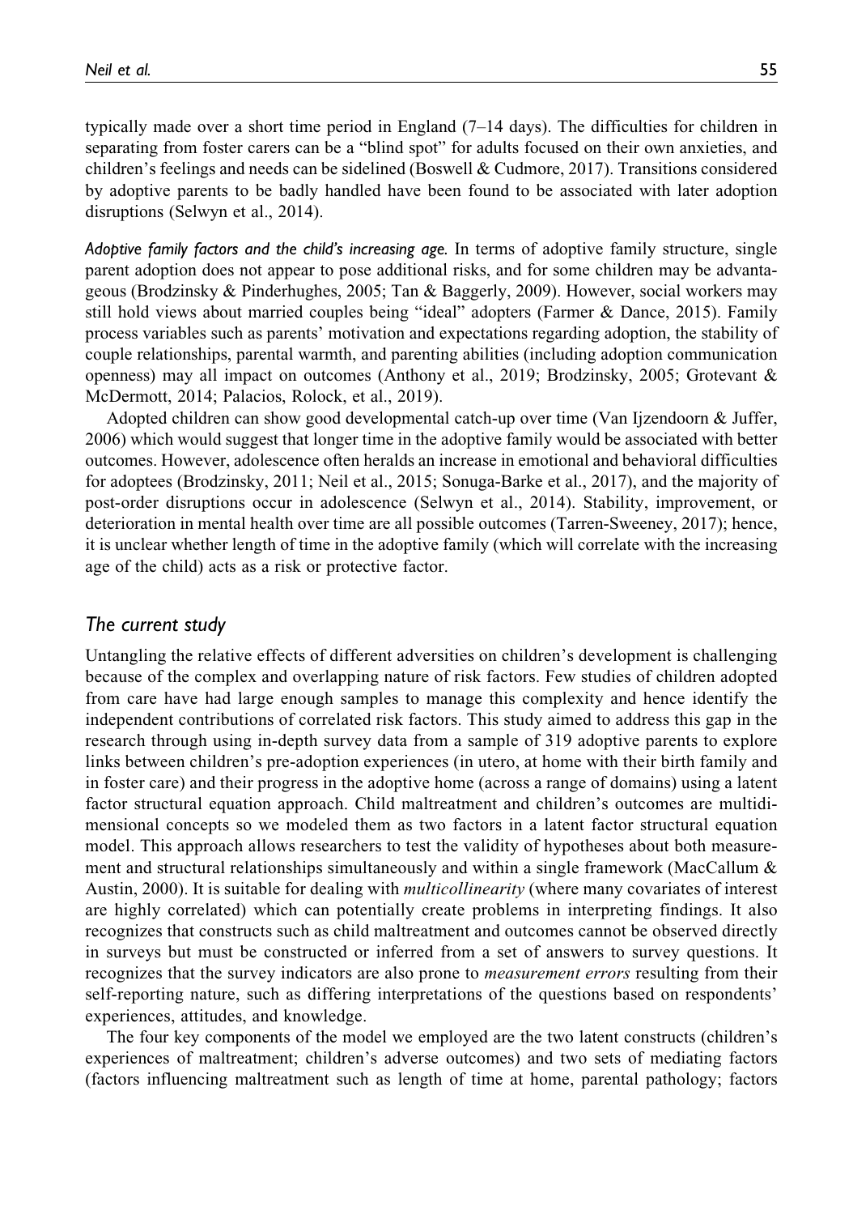typically made over a short time period in England (7–14 days). The difficulties for children in separating from foster carers can be a "blind spot" for adults focused on their own anxieties, and children's feelings and needs can be sidelined (Boswell & Cudmore, 2017). Transitions considered by adoptive parents to be badly handled have been found to be associated with later adoption disruptions (Selwyn et al., 2014).

*Adoptive family factors and the child's increasing age.* In terms of adoptive family structure, single parent adoption does not appear to pose additional risks, and for some children may be advantageous (Brodzinsky & Pinderhughes, 2005; Tan & Baggerly, 2009). However, social workers may still hold views about married couples being "ideal" adopters (Farmer & Dance, 2015). Family process variables such as parents' motivation and expectations regarding adoption, the stability of couple relationships, parental warmth, and parenting abilities (including adoption communication openness) may all impact on outcomes (Anthony et al., 2019; Brodzinsky, 2005; Grotevant & McDermott, 2014; Palacios, Rolock, et al., 2019).

Adopted children can show good developmental catch-up over time (Van Ijzendoorn & Juffer, 2006) which would suggest that longer time in the adoptive family would be associated with better outcomes. However, adolescence often heralds an increase in emotional and behavioral difficulties for adoptees (Brodzinsky, 2011; Neil et al., 2015; Sonuga-Barke et al., 2017), and the majority of post-order disruptions occur in adolescence (Selwyn et al., 2014). Stability, improvement, or deterioration in mental health over time are all possible outcomes (Tarren-Sweeney, 2017); hence, it is unclear whether length of time in the adoptive family (which will correlate with the increasing age of the child) acts as a risk or protective factor.

## The current study

Untangling the relative effects of different adversities on children's development is challenging because of the complex and overlapping nature of risk factors. Few studies of children adopted from care have had large enough samples to manage this complexity and hence identify the independent contributions of correlated risk factors. This study aimed to address this gap in the research through using in-depth survey data from a sample of 319 adoptive parents to explore links between children's pre-adoption experiences (in utero, at home with their birth family and in foster care) and their progress in the adoptive home (across a range of domains) using a latent factor structural equation approach. Child maltreatment and children's outcomes are multidimensional concepts so we modeled them as two factors in a latent factor structural equation model. This approach allows researchers to test the validity of hypotheses about both measurement and structural relationships simultaneously and within a single framework (MacCallum & Austin, 2000). It is suitable for dealing with *multicollinearity* (where many covariates of interest are highly correlated) which can potentially create problems in interpreting findings. It also recognizes that constructs such as child maltreatment and outcomes cannot be observed directly in surveys but must be constructed or inferred from a set of answers to survey questions. It recognizes that the survey indicators are also prone to *measurement errors* resulting from their self-reporting nature, such as differing interpretations of the questions based on respondents' experiences, attitudes, and knowledge.

The four key components of the model we employed are the two latent constructs (children's experiences of maltreatment; children's adverse outcomes) and two sets of mediating factors (factors influencing maltreatment such as length of time at home, parental pathology; factors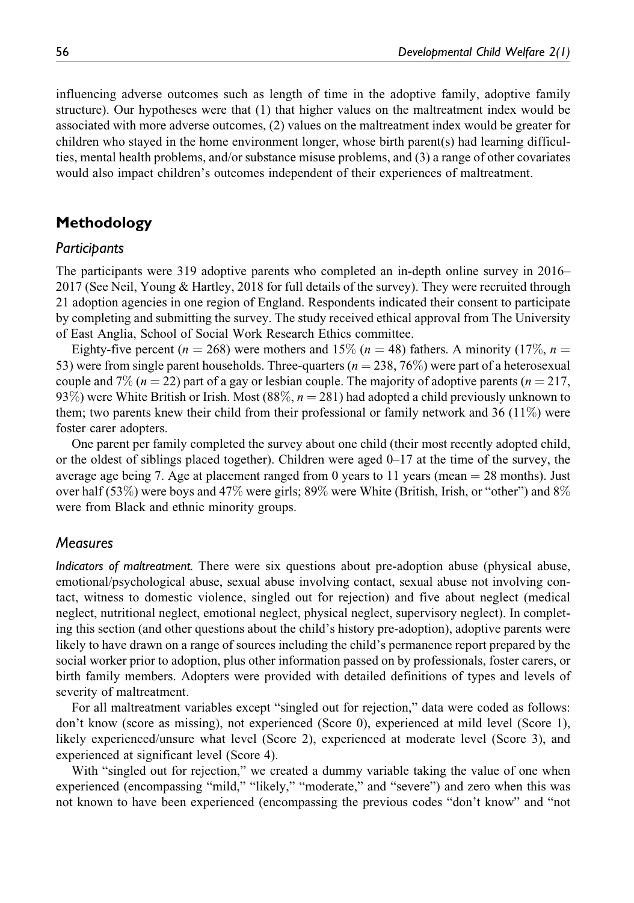influencing adverse outcomes such as length of time in the adoptive family, adoptive family structure). Our hypotheses were that (1) that higher values on the maltreatment index would be associated with more adverse outcomes, (2) values on the maltreatment index would be greater for children who stayed in the home environment longer, whose birth parent(s) had learning difficulties, mental health problems, and/or substance misuse problems, and (3) a range of other covariates would also impact children's outcomes independent of their experiences of maltreatment.

## Methodology

### Participants

The participants were 319 adoptive parents who completed an in-depth online survey in 2016–2017 (See Neil, Young & Hartley, 2018 for full details of the survey). They were recruited through 21 adoption agencies in one region of England. Respondents indicated their consent to participate by completing and submitting the survey. The study received ethical approval from The University of East Anglia, School of Social Work Research Ethics committee.

Eighty-five percent ($n = 268$) were mothers and 15% ($n = 48$) fathers. A minority (17%, $n = 53$) were from single parent households. Three-quarters ($n = 238$, 76%) were part of a heterosexual couple and 7% ($n = 22$) part of a gay or lesbian couple. The majority of adoptive parents ($n = 217$, 93%) were White British or Irish. Most (88%, $n = 281$) had adopted a child previously unknown to them; two parents knew their child from their professional or family network and 36 (11%) were foster carer adopters.

One parent per family completed the survey about one child (their most recently adopted child, or the oldest of siblings placed together). Children were aged 0–17 at the time of the survey, the average age being 7. Age at placement ranged from 0 years to 11 years (mean = 28 months). Just over half (53%) were boys and 47% were girls; 89% were White (British, Irish, or "other") and 8% were from Black and ethnic minority groups.

### Measures

*Indicators of maltreatment.* There were six questions about pre-adoption abuse (physical abuse, emotional/psychological abuse, sexual abuse involving contact, sexual abuse not involving contact, witness to domestic violence, singled out for rejection) and five about neglect (medical neglect, nutritional neglect, emotional neglect, physical neglect, supervisory neglect). In completing this section (and other questions about the child's history pre-adoption), adoptive parents were likely to have drawn on a range of sources including the child's permanence report prepared by the social worker prior to adoption, plus other information passed on by professionals, foster carers, or birth family members. Adopters were provided with detailed definitions of types and levels of severity of maltreatment.

For all maltreatment variables except "singled out for rejection," data were coded as follows: don't know (score as missing), not experienced (Score 0), experienced at mild level (Score 1), likely experienced/unsure what level (Score 2), experienced at moderate level (Score 3), and experienced at significant level (Score 4).

With "singled out for rejection," we created a dummy variable taking the value of one when experienced (encompassing "mild," "likely," "moderate," and "severe") and zero when this was not known to have been experienced (encompassing the previous codes "don't know" and "not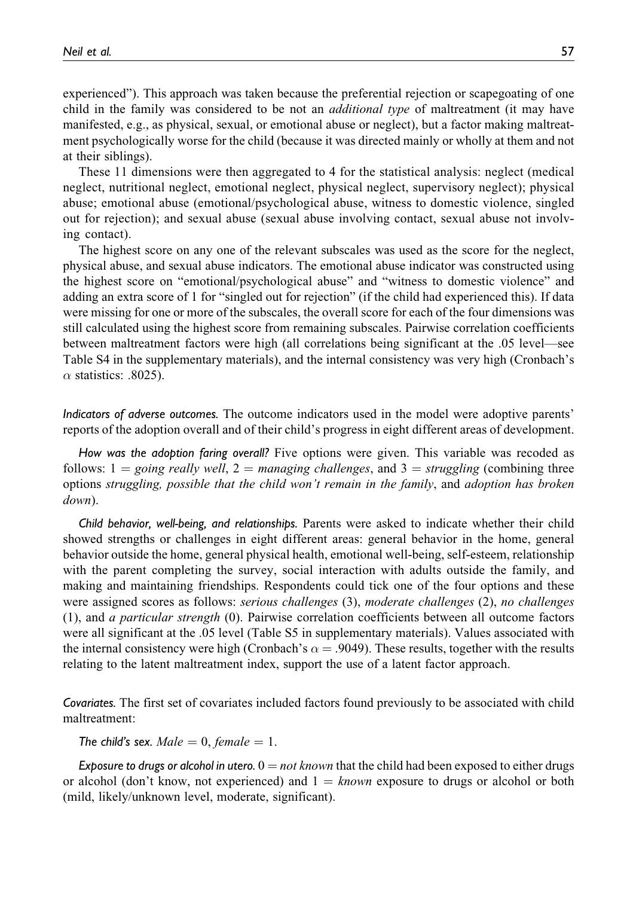experienced"). This approach was taken because the preferential rejection or scapegoating of one child in the family was considered to be not an *additional type* of maltreatment (it may have manifested, e.g., as physical, sexual, or emotional abuse or neglect), but a factor making maltreatment psychologically worse for the child (because it was directed mainly or wholly at them and not at their siblings).

These 11 dimensions were then aggregated to 4 for the statistical analysis: neglect (medical neglect, nutritional neglect, emotional neglect, physical neglect, supervisory neglect); physical abuse; emotional abuse (emotional/psychological abuse, witness to domestic violence, singled out for rejection); and sexual abuse (sexual abuse involving contact, sexual abuse not involving contact).

The highest score on any one of the relevant subscales was used as the score for the neglect, physical abuse, and sexual abuse indicators. The emotional abuse indicator was constructed using the highest score on "emotional/psychological abuse" and "witness to domestic violence" and adding an extra score of 1 for "singled out for rejection" (if the child had experienced this). If data were missing for one or more of the subscales, the overall score for each of the four dimensions was still calculated using the highest score from remaining subscales. Pairwise correlation coefficients between maltreatment factors were high (all correlations being significant at the .05 level—see Table S4 in the supplementary materials), and the internal consistency was very high (Cronbach's $\alpha$ statistics: .8025).

*Indicators of adverse outcomes.* The outcome indicators used in the model were adoptive parents' reports of the adoption overall and of their child's progress in eight different areas of development.

*How was the adoption faring overall?* Five options were given. This variable was recoded as follows: $1 =$ *going really well*, $2 =$ *managing challenges*, and $3 =$ *struggling* (combining three options *struggling, possible that the child won't remain in the family*, and *adoption has broken down*).

*Child behavior, well-being, and relationships.* Parents were asked to indicate whether their child showed strengths or challenges in eight different areas: general behavior in the home, general behavior outside the home, general physical health, emotional well-being, self-esteem, relationship with the parent completing the survey, social interaction with adults outside the family, and making and maintaining friendships. Respondents could tick one of the four options and these were assigned scores as follows: *serious challenges* (3), *moderate challenges* (2), *no challenges* (1), and *a particular strength* (0). Pairwise correlation coefficients between all outcome factors were all significant at the .05 level (Table S5 in supplementary materials). Values associated with the internal consistency were high (Cronbach's $\alpha = .9049$). These results, together with the results relating to the latent maltreatment index, support the use of a latent factor approach.

*Covariates.* The first set of covariates included factors found previously to be associated with child maltreatment:

*The child's sex.* $Male = 0$, $female = 1$.

*Exposure to drugs or alcohol in utero.* $0 =$ *not known* that the child had been exposed to either drugs or alcohol (don't know, not experienced) and $1 =$ *known* exposure to drugs or alcohol or both (mild, likely/unknown level, moderate, significant).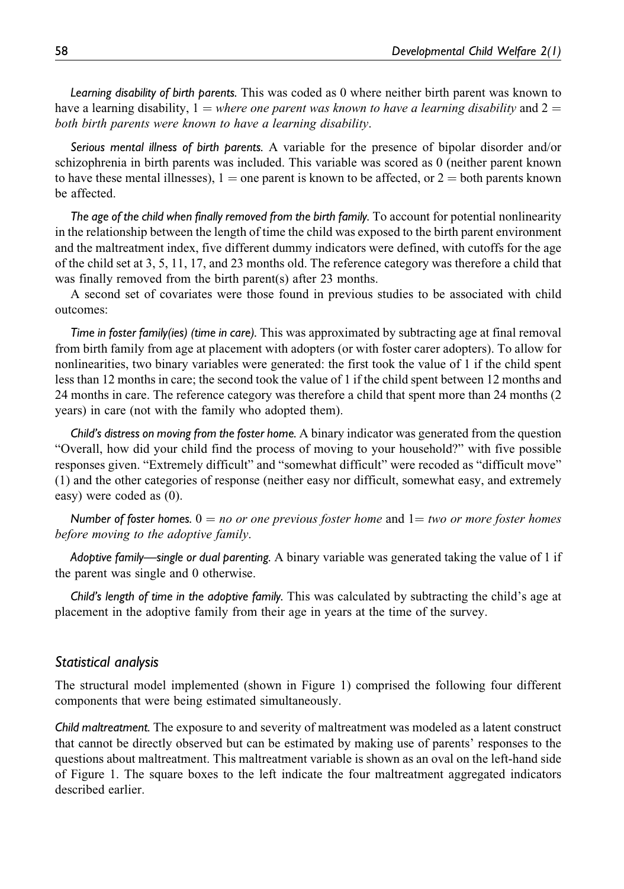*Learning disability of birth parents.* This was coded as 0 where neither birth parent was known to have a learning disability, 1 = *where one parent was known to have a learning disability* and 2 = *both birth parents were known to have a learning disability*.

*Serious mental illness of birth parents.* A variable for the presence of bipolar disorder and/or schizophrenia in birth parents was included. This variable was scored as 0 (neither parent known to have these mental illnesses), 1 = one parent is known to be affected, or 2 = both parents known be affected.

*The age of the child when finally removed from the birth family.* To account for potential nonlinearity in the relationship between the length of time the child was exposed to the birth parent environment and the maltreatment index, five different dummy indicators were defined, with cutoffs for the age of the child set at 3, 5, 11, 17, and 23 months old. The reference category was therefore a child that was finally removed from the birth parent(s) after 23 months.

A second set of covariates were those found in previous studies to be associated with child outcomes:

*Time in foster family(ies) (time in care).* This was approximated by subtracting age at final removal from birth family from age at placement with adopters (or with foster carer adopters). To allow for nonlinearities, two binary variables were generated: the first took the value of 1 if the child spent less than 12 months in care; the second took the value of 1 if the child spent between 12 months and 24 months in care. The reference category was therefore a child that spent more than 24 months (2 years) in care (not with the family who adopted them).

*Child's distress on moving from the foster home.* A binary indicator was generated from the question "Overall, how did your child find the process of moving to your household?" with five possible responses given. "Extremely difficult" and "somewhat difficult" were recoded as "difficult move" (1) and the other categories of response (neither easy nor difficult, somewhat easy, and extremely easy) were coded as (0).

*Number of foster homes.* 0 = *no or one previous foster home* and 1= *two or more foster homes before moving to the adoptive family*.

*Adoptive family—single or dual parenting.* A binary variable was generated taking the value of 1 if the parent was single and 0 otherwise.

*Child's length of time in the adoptive family.* This was calculated by subtracting the child's age at placement in the adoptive family from their age in years at the time of the survey.

## Statistical analysis

The structural model implemented (shown in Figure 1) comprised the following four different components that were being estimated simultaneously.

*Child maltreatment.* The exposure to and severity of maltreatment was modeled as a latent construct that cannot be directly observed but can be estimated by making use of parents' responses to the questions about maltreatment. This maltreatment variable is shown as an oval on the left-hand side of Figure 1. The square boxes to the left indicate the four maltreatment aggregated indicators described earlier.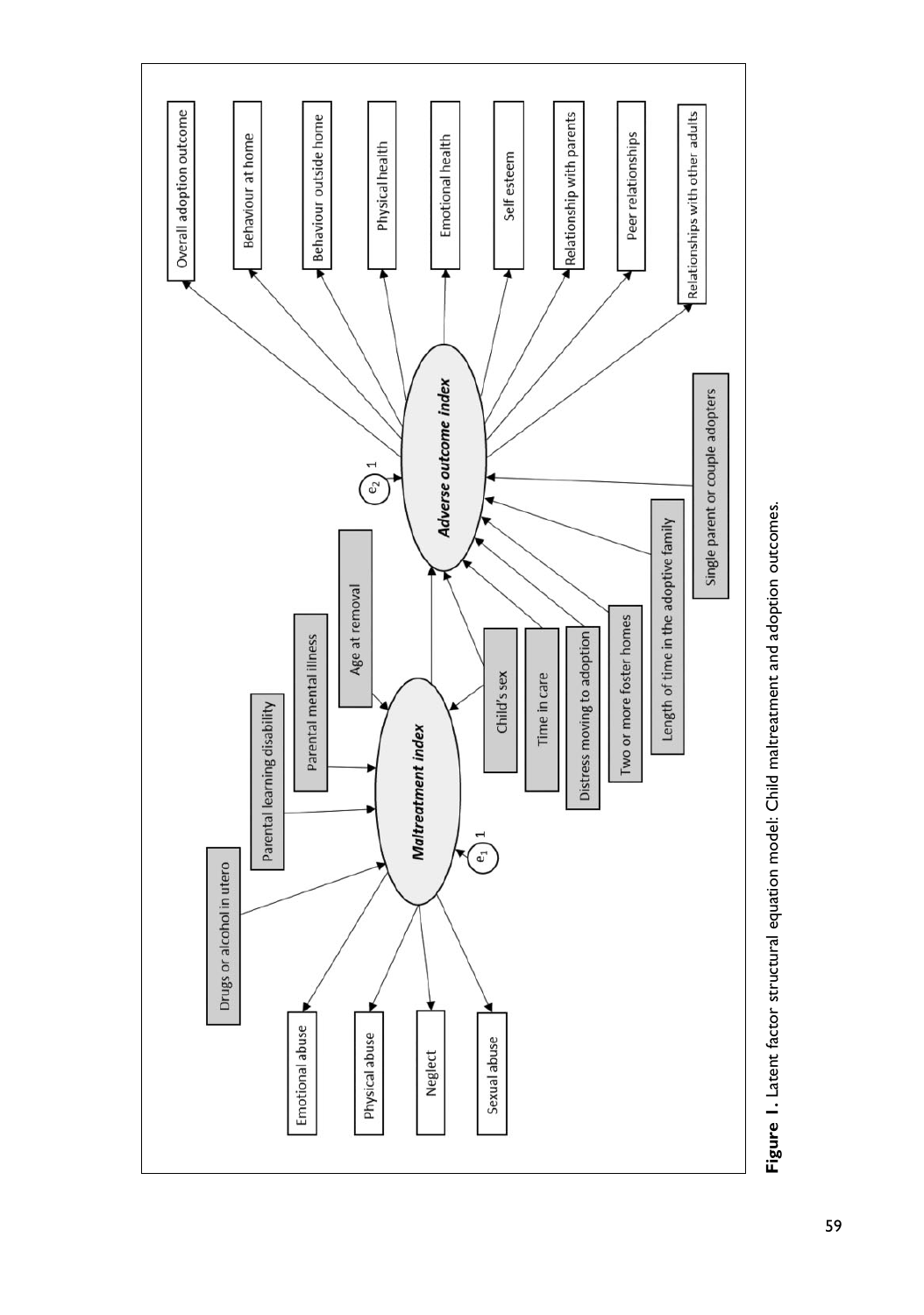**Figure 1.** Latent factor structural equation model: Child maltreatment and adoption outcomes.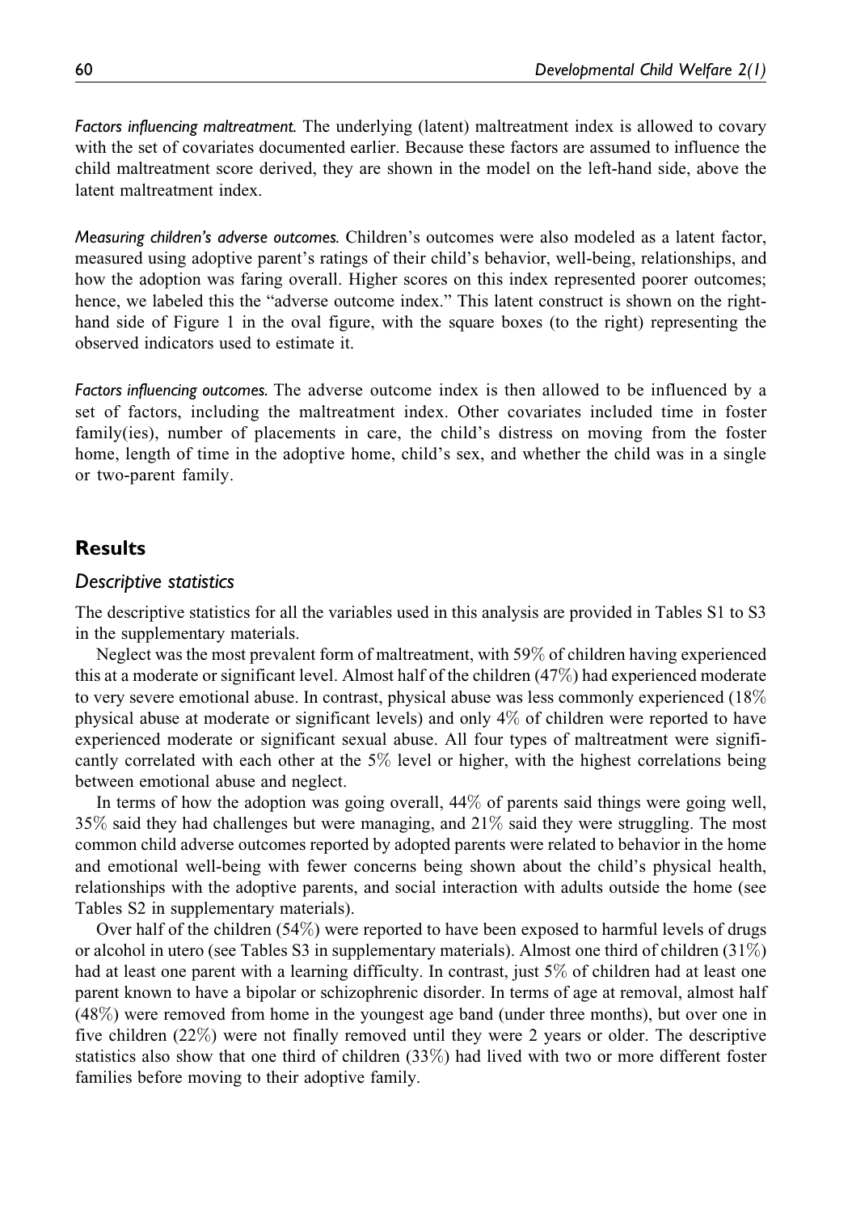*Factors influencing maltreatment.* The underlying (latent) maltreatment index is allowed to covary with the set of covariates documented earlier. Because these factors are assumed to influence the child maltreatment score derived, they are shown in the model on the left-hand side, above the latent maltreatment index.

*Measuring children's adverse outcomes.* Children's outcomes were also modeled as a latent factor, measured using adoptive parent's ratings of their child's behavior, well-being, relationships, and how the adoption was faring overall. Higher scores on this index represented poorer outcomes; hence, we labeled this the "adverse outcome index." This latent construct is shown on the right-hand side of Figure 1 in the oval figure, with the square boxes (to the right) representing the observed indicators used to estimate it.

*Factors influencing outcomes.* The adverse outcome index is then allowed to be influenced by a set of factors, including the maltreatment index. Other covariates included time in foster family(ies), number of placements in care, the child's distress on moving from the foster home, length of time in the adoptive home, child's sex, and whether the child was in a single or two-parent family.

## Results

### Descriptive statistics

The descriptive statistics for all the variables used in this analysis are provided in Tables S1 to S3 in the supplementary materials.

Neglect was the most prevalent form of maltreatment, with 59% of children having experienced this at a moderate or significant level. Almost half of the children (47%) had experienced moderate to very severe emotional abuse. In contrast, physical abuse was less commonly experienced (18% physical abuse at moderate or significant levels) and only 4% of children were reported to have experienced moderate or significant sexual abuse. All four types of maltreatment were significantly correlated with each other at the 5% level or higher, with the highest correlations being between emotional abuse and neglect.

In terms of how the adoption was going overall, 44% of parents said things were going well, 35% said they had challenges but were managing, and 21% said they were struggling. The most common child adverse outcomes reported by adopted parents were related to behavior in the home and emotional well-being with fewer concerns being shown about the child's physical health, relationships with the adoptive parents, and social interaction with adults outside the home (see Tables S2 in supplementary materials).

Over half of the children (54%) were reported to have been exposed to harmful levels of drugs or alcohol in utero (see Tables S3 in supplementary materials). Almost one third of children (31%) had at least one parent with a learning difficulty. In contrast, just 5% of children had at least one parent known to have a bipolar or schizophrenic disorder. In terms of age at removal, almost half (48%) were removed from home in the youngest age band (under three months), but over one in five children (22%) were not finally removed until they were 2 years or older. The descriptive statistics also show that one third of children (33%) had lived with two or more different foster families before moving to their adoptive family.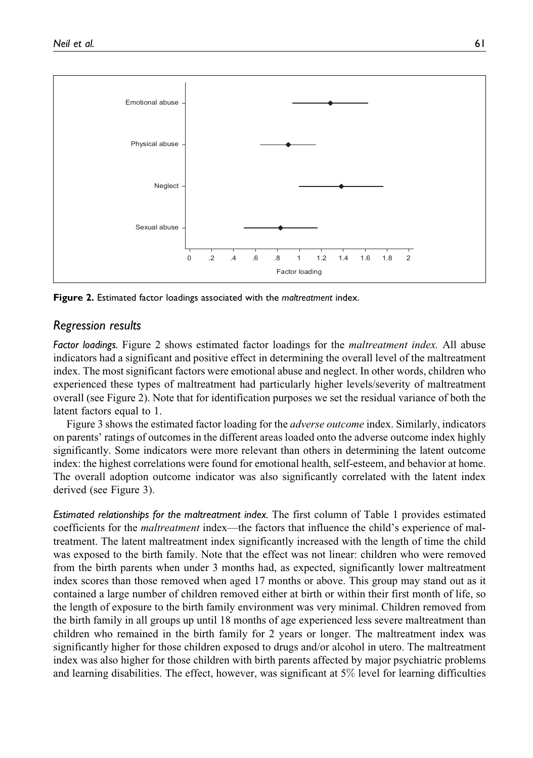Figure 2. Estimated factor loadings associated with the *maltreatment* index.

## Regression results

**Factor loadings.** Figure 2 shows estimated factor loadings for the *maltreatment index.* All abuse indicators had a significant and positive effect in determining the overall level of the maltreatment index. The most significant factors were emotional abuse and neglect. In other words, children who experienced these types of maltreatment had particularly higher levels/severity of maltreatment overall (see Figure 2). Note that for identification purposes we set the residual variance of both the latent factors equal to 1.

Figure 3 shows the estimated factor loading for the *adverse outcome* index. Similarly, indicators on parents' ratings of outcomes in the different areas loaded onto the adverse outcome index highly significantly. Some indicators were more relevant than others in determining the latent outcome index: the highest correlations were found for emotional health, self-esteem, and behavior at home. The overall adoption outcome indicator was also significantly correlated with the latent index derived (see Figure 3).

**Estimated relationships for the maltreatment index.** The first column of Table 1 provides estimated coefficients for the *maltreatment* index—the factors that influence the child's experience of maltreatment. The latent maltreatment index significantly increased with the length of time the child was exposed to the birth family. Note that the effect was not linear: children who were removed from the birth parents when under 3 months had, as expected, significantly lower maltreatment index scores than those removed when aged 17 months or above. This group may stand out as it contained a large number of children removed either at birth or within their first month of life, so the length of exposure to the birth family environment was very minimal. Children removed from the birth family in all groups up until 18 months of age experienced less severe maltreatment than children who remained in the birth family for 2 years or longer. The maltreatment index was significantly higher for those children exposed to drugs and/or alcohol in utero. The maltreatment index was also higher for those children with birth parents affected by major psychiatric problems and learning disabilities. The effect, however, was significant at 5% level for learning difficulties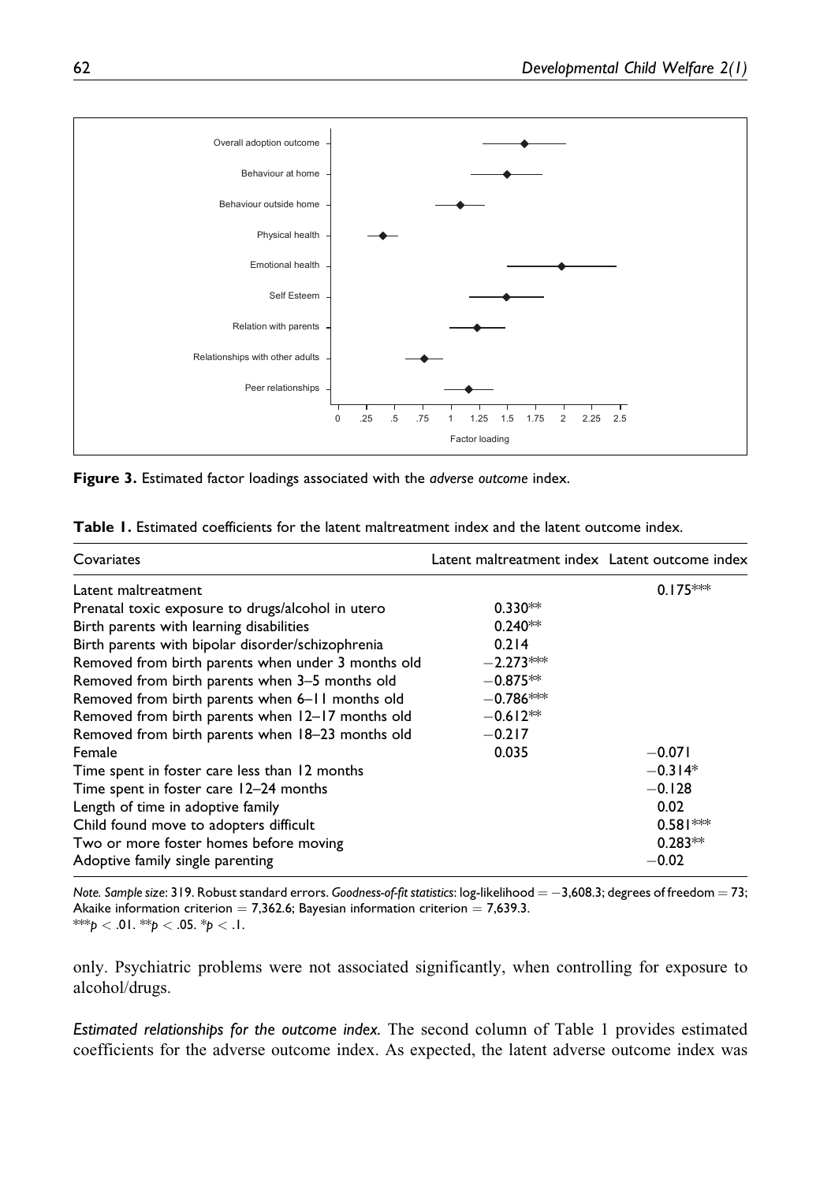**Figure 3.** Estimated factor loadings associated with the *adverse outcome* index.

**Table 1.** Estimated coefficients for the latent maltreatment index and the latent outcome index.

| Covariates | Latent maltreatment index | Latent outcome index |
|---|---|---|
| Latent maltreatment | | 0.175*** |
| Prenatal toxic exposure to drugs/alcohol in utero | 0.330** | |
| Birth parents with learning disabilities | 0.240** | |
| Birth parents with bipolar disorder/schizophrenia | 0.214 | |
| Removed from birth parents when under 3 months old | −2.273*** | |
| Removed from birth parents when 3–5 months old | −0.875** | |
| Removed from birth parents when 6–11 months old | −0.786*** | |
| Removed from birth parents when 12–17 months old | −0.612** | |
| Removed from birth parents when 18–23 months old | −0.217 | |
| Female | 0.035 | −0.071 |
| Time spent in foster care less than 12 months | | −0.314* |
| Time spent in foster care 12–24 months | | −0.128 |
| Length of time in adoptive family | | 0.02 |
| Child found move to adopters difficult | | 0.581*** |
| Two or more foster homes before moving | | 0.283** |
| Adoptive family single parenting | | −0.02 |

*Note. Sample size*: 319. Robust standard errors. *Goodness-of-fit statistics*: log-likelihood = −3,608.3; degrees of freedom = 73; Akaike information criterion = 7,362.6; Bayesian information criterion = 7,639.3.
***$p < .01$. **$p < .05$. *$p < .1$.

only. Psychiatric problems were not associated significantly, when controlling for exposure to alcohol/drugs.

*Estimated relationships for the outcome index.* The second column of Table 1 provides estimated coefficients for the adverse outcome index. As expected, the latent adverse outcome index was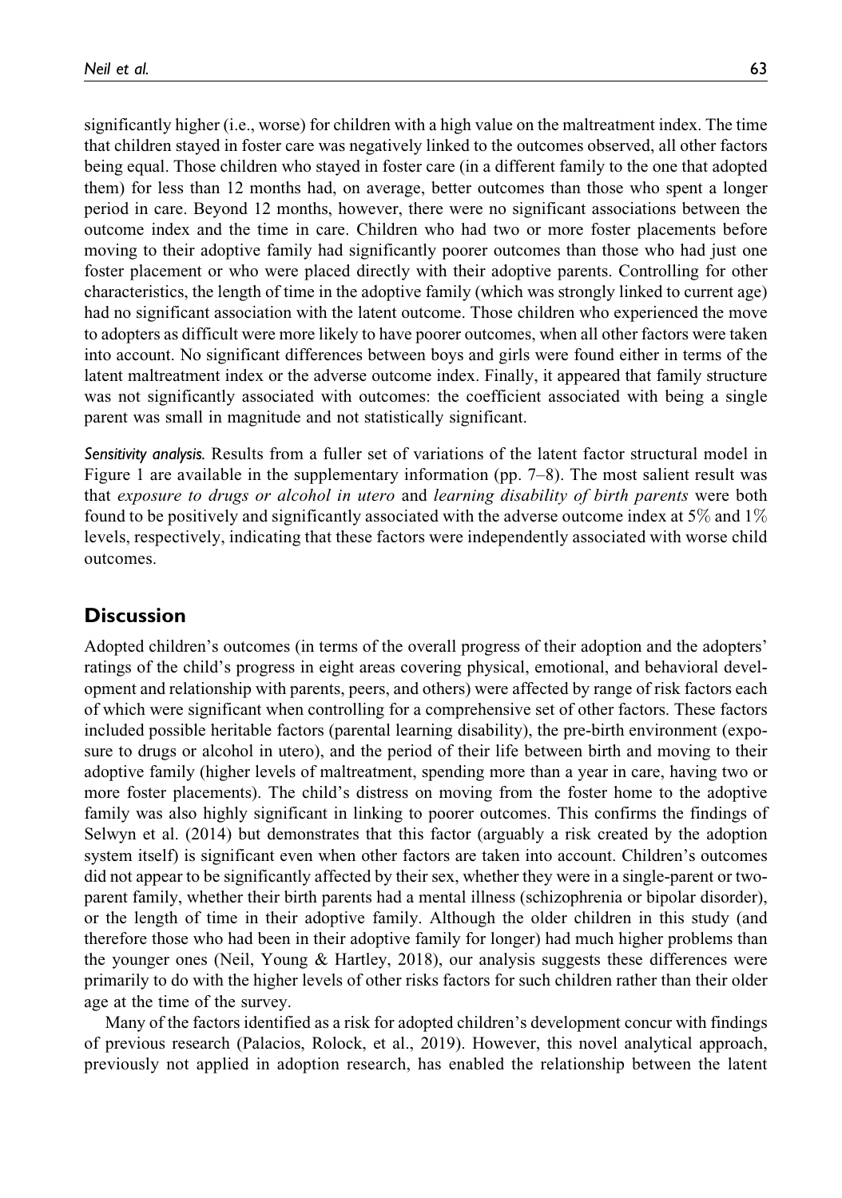significantly higher (i.e., worse) for children with a high value on the maltreatment index. The time that children stayed in foster care was negatively linked to the outcomes observed, all other factors being equal. Those children who stayed in foster care (in a different family to the one that adopted them) for less than 12 months had, on average, better outcomes than those who spent a longer period in care. Beyond 12 months, however, there were no significant associations between the outcome index and the time in care. Children who had two or more foster placements before moving to their adoptive family had significantly poorer outcomes than those who had just one foster placement or who were placed directly with their adoptive parents. Controlling for other characteristics, the length of time in the adoptive family (which was strongly linked to current age) had no significant association with the latent outcome. Those children who experienced the move to adopters as difficult were more likely to have poorer outcomes, when all other factors were taken into account. No significant differences between boys and girls were found either in terms of the latent maltreatment index or the adverse outcome index. Finally, it appeared that family structure was not significantly associated with outcomes: the coefficient associated with being a single parent was small in magnitude and not statistically significant.

*Sensitivity analysis.* Results from a fuller set of variations of the latent factor structural model in Figure 1 are available in the supplementary information (pp. 7–8). The most salient result was that *exposure to drugs or alcohol in utero* and *learning disability of birth parents* were both found to be positively and significantly associated with the adverse outcome index at 5% and 1% levels, respectively, indicating that these factors were independently associated with worse child outcomes.

## Discussion

Adopted children's outcomes (in terms of the overall progress of their adoption and the adopters' ratings of the child's progress in eight areas covering physical, emotional, and behavioral development and relationship with parents, peers, and others) were affected by range of risk factors each of which were significant when controlling for a comprehensive set of other factors. These factors included possible heritable factors (parental learning disability), the pre-birth environment (exposure to drugs or alcohol in utero), and the period of their life between birth and moving to their adoptive family (higher levels of maltreatment, spending more than a year in care, having two or more foster placements). The child's distress on moving from the foster home to the adoptive family was also highly significant in linking to poorer outcomes. This confirms the findings of Selwyn et al. (2014) but demonstrates that this factor (arguably a risk created by the adoption system itself) is significant even when other factors are taken into account. Children's outcomes did not appear to be significantly affected by their sex, whether they were in a single-parent or two-parent family, whether their birth parents had a mental illness (schizophrenia or bipolar disorder), or the length of time in their adoptive family. Although the older children in this study (and therefore those who had been in their adoptive family for longer) had much higher problems than the younger ones (Neil, Young & Hartley, 2018), our analysis suggests these differences were primarily to do with the higher levels of other risks factors for such children rather than their older age at the time of the survey.

Many of the factors identified as a risk for adopted children's development concur with findings of previous research (Palacios, Rolock, et al., 2019). However, this novel analytical approach, previously not applied in adoption research, has enabled the relationship between the latent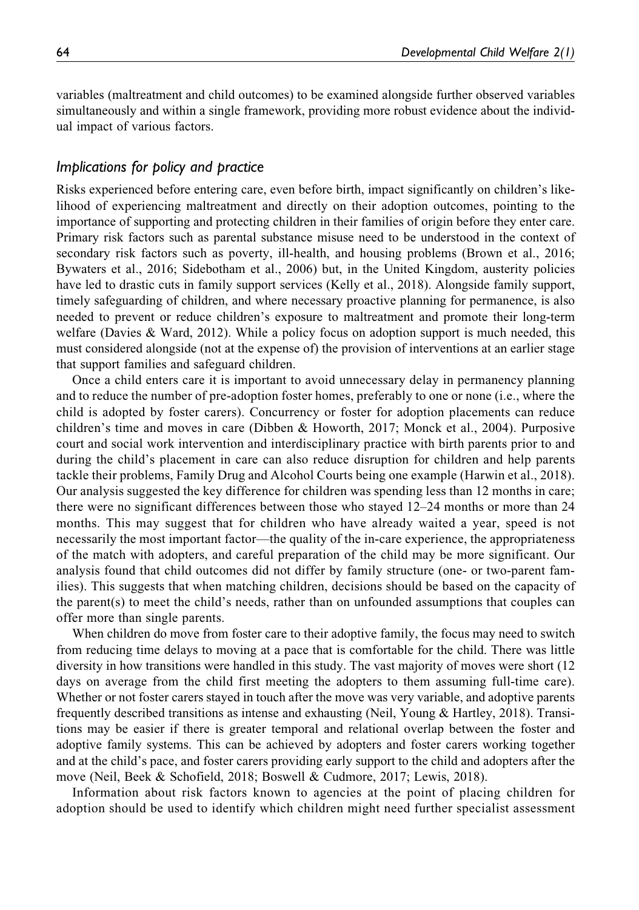variables (maltreatment and child outcomes) to be examined alongside further observed variables simultaneously and within a single framework, providing more robust evidence about the individual impact of various factors.

### *Implications for policy and practice*

Risks experienced before entering care, even before birth, impact significantly on children's likelihood of experiencing maltreatment and directly on their adoption outcomes, pointing to the importance of supporting and protecting children in their families of origin before they enter care. Primary risk factors such as parental substance misuse need to be understood in the context of secondary risk factors such as poverty, ill-health, and housing problems (Brown et al., 2016; Bywaters et al., 2016; Sidebotham et al., 2006) but, in the United Kingdom, austerity policies have led to drastic cuts in family support services (Kelly et al., 2018). Alongside family support, timely safeguarding of children, and where necessary proactive planning for permanence, is also needed to prevent or reduce children's exposure to maltreatment and promote their long-term welfare (Davies & Ward, 2012). While a policy focus on adoption support is much needed, this must considered alongside (not at the expense of) the provision of interventions at an earlier stage that support families and safeguard children.

Once a child enters care it is important to avoid unnecessary delay in permanency planning and to reduce the number of pre-adoption foster homes, preferably to one or none (i.e., where the child is adopted by foster carers). Concurrency or foster for adoption placements can reduce children's time and moves in care (Dibben & Howorth, 2017; Monck et al., 2004). Purposive court and social work intervention and interdisciplinary practice with birth parents prior to and during the child's placement in care can also reduce disruption for children and help parents tackle their problems, Family Drug and Alcohol Courts being one example (Harwin et al., 2018). Our analysis suggested the key difference for children was spending less than 12 months in care; there were no significant differences between those who stayed 12–24 months or more than 24 months. This may suggest that for children who have already waited a year, speed is not necessarily the most important factor—the quality of the in-care experience, the appropriateness of the match with adopters, and careful preparation of the child may be more significant. Our analysis found that child outcomes did not differ by family structure (one- or two-parent families). This suggests that when matching children, decisions should be based on the capacity of the parent(s) to meet the child's needs, rather than on unfounded assumptions that couples can offer more than single parents.

When children do move from foster care to their adoptive family, the focus may need to switch from reducing time delays to moving at a pace that is comfortable for the child. There was little diversity in how transitions were handled in this study. The vast majority of moves were short (12 days on average from the child first meeting the adopters to them assuming full-time care). Whether or not foster carers stayed in touch after the move was very variable, and adoptive parents frequently described transitions as intense and exhausting (Neil, Young & Hartley, 2018). Transitions may be easier if there is greater temporal and relational overlap between the foster and adoptive family systems. This can be achieved by adopters and foster carers working together and at the child's pace, and foster carers providing early support to the child and adopters after the move (Neil, Beek & Schofield, 2018; Boswell & Cudmore, 2017; Lewis, 2018).

Information about risk factors known to agencies at the point of placing children for adoption should be used to identify which children might need further specialist assessment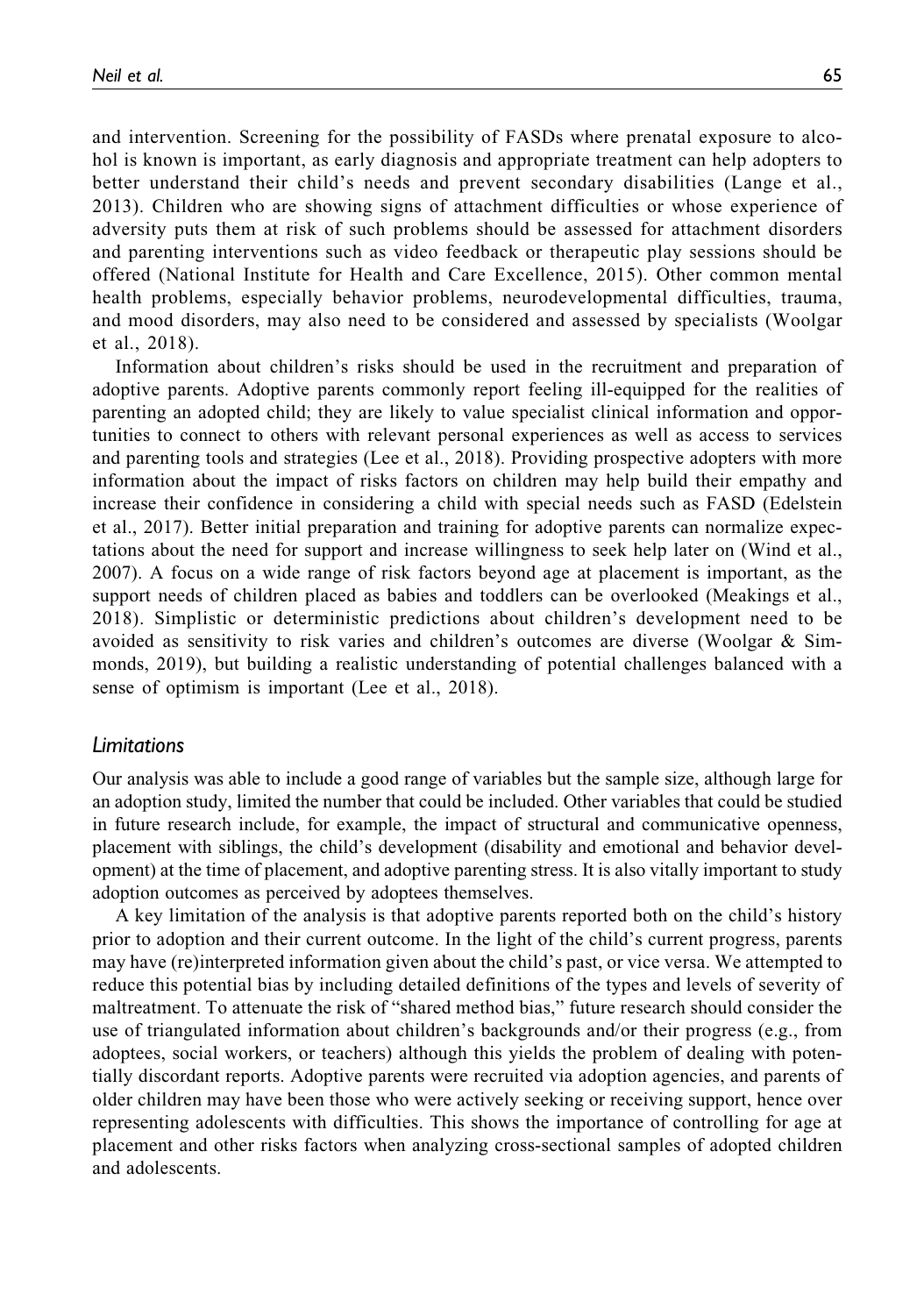and intervention. Screening for the possibility of FASDs where prenatal exposure to alcohol is known is important, as early diagnosis and appropriate treatment can help adopters to better understand their child's needs and prevent secondary disabilities (Lange et al., 2013). Children who are showing signs of attachment difficulties or whose experience of adversity puts them at risk of such problems should be assessed for attachment disorders and parenting interventions such as video feedback or therapeutic play sessions should be offered (National Institute for Health and Care Excellence, 2015). Other common mental health problems, especially behavior problems, neurodevelopmental difficulties, trauma, and mood disorders, may also need to be considered and assessed by specialists (Woolgar et al., 2018).

Information about children's risks should be used in the recruitment and preparation of adoptive parents. Adoptive parents commonly report feeling ill-equipped for the realities of parenting an adopted child; they are likely to value specialist clinical information and opportunities to connect to others with relevant personal experiences as well as access to services and parenting tools and strategies (Lee et al., 2018). Providing prospective adopters with more information about the impact of risks factors on children may help build their empathy and increase their confidence in considering a child with special needs such as FASD (Edelstein et al., 2017). Better initial preparation and training for adoptive parents can normalize expectations about the need for support and increase willingness to seek help later on (Wind et al., 2007). A focus on a wide range of risk factors beyond age at placement is important, as the support needs of children placed as babies and toddlers can be overlooked (Meakings et al., 2018). Simplistic or deterministic predictions about children's development need to be avoided as sensitivity to risk varies and children's outcomes are diverse (Woolgar & Simmonds, 2019), but building a realistic understanding of potential challenges balanced with a sense of optimism is important (Lee et al., 2018).

## *Limitations*

Our analysis was able to include a good range of variables but the sample size, although large for an adoption study, limited the number that could be included. Other variables that could be studied in future research include, for example, the impact of structural and communicative openness, placement with siblings, the child's development (disability and emotional and behavior development) at the time of placement, and adoptive parenting stress. It is also vitally important to study adoption outcomes as perceived by adoptees themselves.

A key limitation of the analysis is that adoptive parents reported both on the child's history prior to adoption and their current outcome. In the light of the child's current progress, parents may have (re)interpreted information given about the child's past, or vice versa. We attempted to reduce this potential bias by including detailed definitions of the types and levels of severity of maltreatment. To attenuate the risk of "shared method bias," future research should consider the use of triangulated information about children's backgrounds and/or their progress (e.g., from adoptees, social workers, or teachers) although this yields the problem of dealing with potentially discordant reports. Adoptive parents were recruited via adoption agencies, and parents of older children may have been those who were actively seeking or receiving support, hence over representing adolescents with difficulties. This shows the importance of controlling for age at placement and other risks factors when analyzing cross-sectional samples of adopted children and adolescents.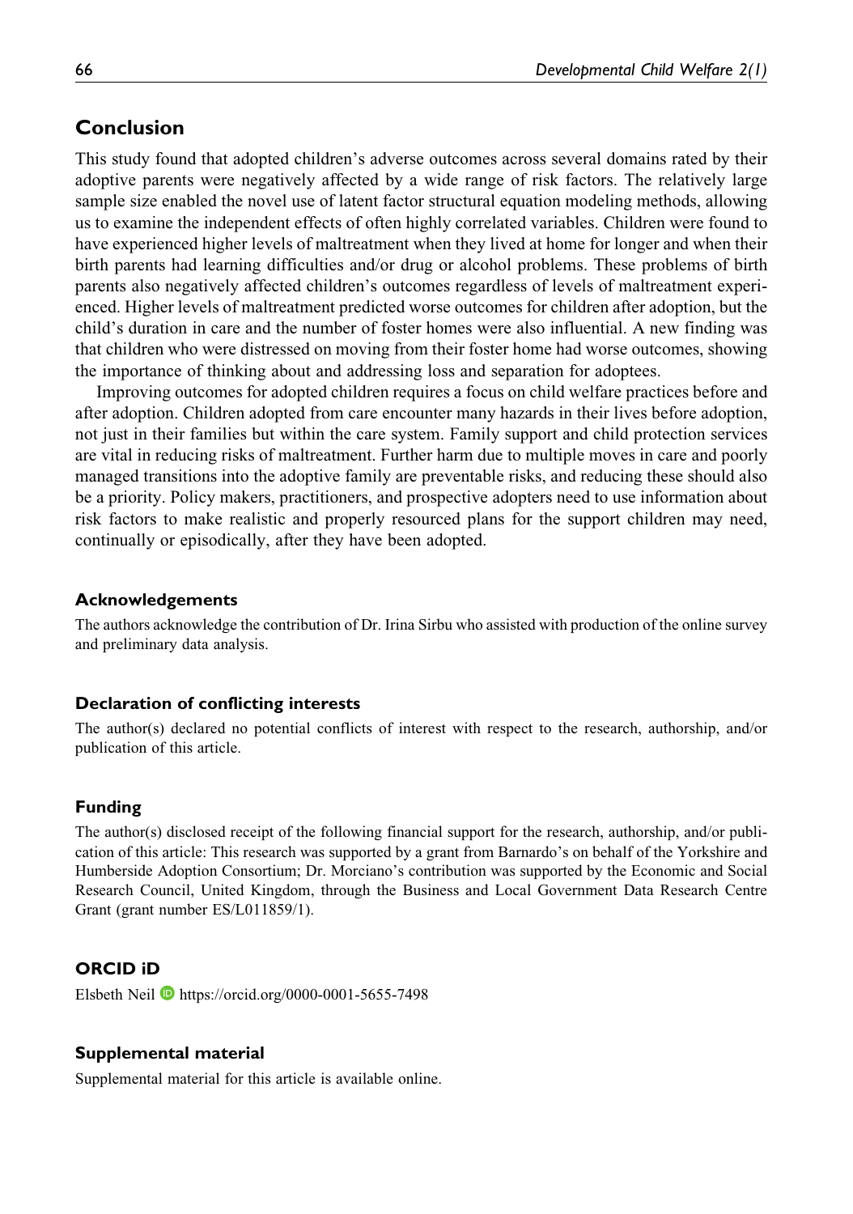## Conclusion

This study found that adopted children's adverse outcomes across several domains rated by their adoptive parents were negatively affected by a wide range of risk factors. The relatively large sample size enabled the novel use of latent factor structural equation modeling methods, allowing us to examine the independent effects of often highly correlated variables. Children were found to have experienced higher levels of maltreatment when they lived at home for longer and when their birth parents had learning difficulties and/or drug or alcohol problems. These problems of birth parents also negatively affected children's outcomes regardless of levels of maltreatment experienced. Higher levels of maltreatment predicted worse outcomes for children after adoption, but the child's duration in care and the number of foster homes were also influential. A new finding was that children who were distressed on moving from their foster home had worse outcomes, showing the importance of thinking about and addressing loss and separation for adoptees.

Improving outcomes for adopted children requires a focus on child welfare practices before and after adoption. Children adopted from care encounter many hazards in their lives before adoption, not just in their families but within the care system. Family support and child protection services are vital in reducing risks of maltreatment. Further harm due to multiple moves in care and poorly managed transitions into the adoptive family are preventable risks, and reducing these should also be a priority. Policy makers, practitioners, and prospective adopters need to use information about risk factors to make realistic and properly resourced plans for the support children may need, continually or episodically, after they have been adopted.

### Acknowledgements

The authors acknowledge the contribution of Dr. Irina Sirbu who assisted with production of the online survey and preliminary data analysis.

### Declaration of conflicting interests

The author(s) declared no potential conflicts of interest with respect to the research, authorship, and/or publication of this article.

### Funding

The author(s) disclosed receipt of the following financial support for the research, authorship, and/or publication of this article: This research was supported by a grant from Barnardo's on behalf of the Yorkshire and Humberside Adoption Consortium; Dr. Morciano's contribution was supported by the Economic and Social Research Council, United Kingdom, through the Business and Local Government Data Research Centre Grant (grant number ES/L011859/1).

### ORCID iD

Elsbeth Neil https://orcid.org/0000-0001-5655-7498

### Supplemental material

Supplemental material for this article is available online.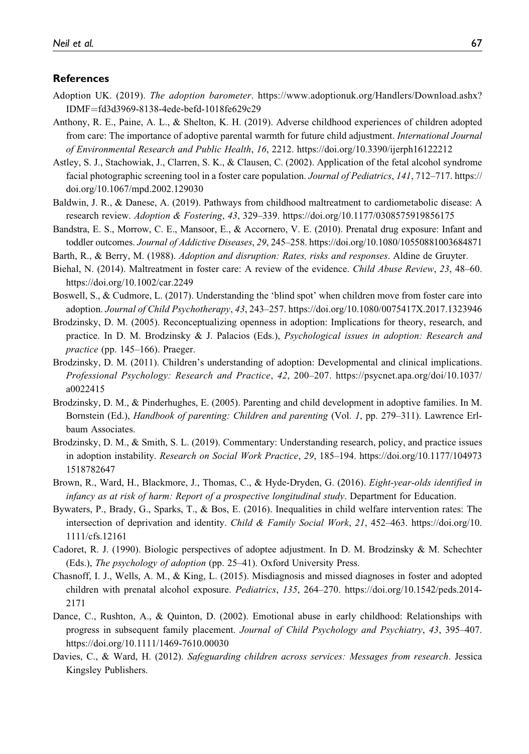## References

Adoption UK. (2019). *The adoption barometer*. https://www.adoptionuk.org/Handlers/Download.ashx?IDMF=fd3d3969-8138-4ede-befd-1018fe629c29

Anthony, R. E., Paine, A. L., & Shelton, K. H. (2019). Adverse childhood experiences of children adopted from care: The importance of adoptive parental warmth for future child adjustment. *International Journal of Environmental Research and Public Health*, *16*, 2212. https://doi.org/10.3390/ijerph16122212

Astley, S. J., Stachowiak, J., Clarren, S. K., & Clausen, C. (2002). Application of the fetal alcohol syndrome facial photographic screening tool in a foster care population. *Journal of Pediatrics*, *141*, 712–717. https://doi.org/10.1067/mpd.2002.129030

Baldwin, J. R., & Danese, A. (2019). Pathways from childhood maltreatment to cardiometabolic disease: A research review. *Adoption & Fostering*, *43*, 329–339. https://doi.org/10.1177/0308575919856175

Bandstra, E. S., Morrow, C. E., Mansoor, E., & Accornero, V. E. (2010). Prenatal drug exposure: Infant and toddler outcomes. *Journal of Addictive Diseases*, *29*, 245–258. https://doi.org/10.1080/10550881003684871

Barth, R., & Berry, M. (1988). *Adoption and disruption: Rates, risks and responses*. Aldine de Gruyter.

Biehal, N. (2014). Maltreatment in foster care: A review of the evidence. *Child Abuse Review*, *23*, 48–60. https://doi.org/10.1002/car.2249

Boswell, S., & Cudmore, L. (2017). Understanding the 'blind spot' when children move from foster care into adoption. *Journal of Child Psychotherapy*, *43*, 243–257. https://doi.org/10.1080/0075417X.2017.1323946

Brodzinsky, D. M. (2005). Reconceptualizing openness in adoption: Implications for theory, research, and practice. In D. M. Brodzinsky & J. Palacios (Eds.), *Psychological issues in adoption: Research and practice* (pp. 145–166). Praeger.

Brodzinsky, D. M. (2011). Children's understanding of adoption: Developmental and clinical implications. *Professional Psychology: Research and Practice*, *42*, 200–207. https://psycnet.apa.org/doi/10.1037/a0022415

Brodzinsky, D. M., & Pinderhughes, E. (2005). Parenting and child development in adoptive families. In M. Bornstein (Ed.), *Handbook of parenting: Children and parenting* (Vol. *1*, pp. 279–311). Lawrence Erlbaum Associates.

Brodzinsky, D. M., & Smith, S. L. (2019). Commentary: Understanding research, policy, and practice issues in adoption instability. *Research on Social Work Practice*, *29*, 185–194. https://doi.org/10.1177/1049731518782647

Brown, R., Ward, H., Blackmore, J., Thomas, C., & Hyde-Dryden, G. (2016). *Eight-year-olds identified in infancy as at risk of harm: Report of a prospective longitudinal study*. Department for Education.

Bywaters, P., Brady, G., Sparks, T., & Bos, E. (2016). Inequalities in child welfare intervention rates: The intersection of deprivation and identity. *Child & Family Social Work*, *21*, 452–463. https://doi.org/10.1111/cfs.12161

Cadoret, R. J. (1990). Biologic perspectives of adoptee adjustment. In D. M. Brodzinsky & M. Schechter (Eds.), *The psychology of adoption* (pp. 25–41). Oxford University Press.

Chasnoff, I. J., Wells, A. M., & King, L. (2015). Misdiagnosis and missed diagnoses in foster and adopted children with prenatal alcohol exposure. *Pediatrics*, *135*, 264–270. https://doi.org/10.1542/peds.2014-2171

Dance, C., Rushton, A., & Quinton, D. (2002). Emotional abuse in early childhood: Relationships with progress in subsequent family placement. *Journal of Child Psychology and Psychiatry*, *43*, 395–407. https://doi.org/10.1111/1469-7610.00030

Davies, C., & Ward, H. (2012). *Safeguarding children across services: Messages from research*. Jessica Kingsley Publishers.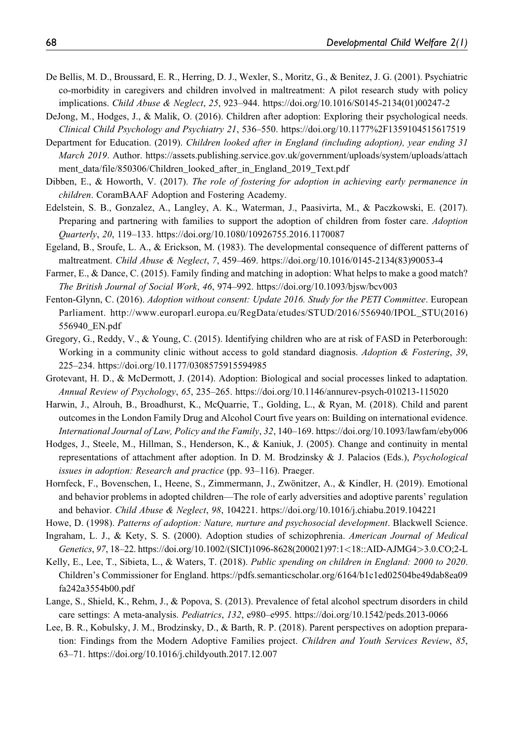De Bellis, M. D., Broussard, E. R., Herring, D. J., Wexler, S., Moritz, G., & Benitez, J. G. (2001). Psychiatric co-morbidity in caregivers and children involved in maltreatment: A pilot research study with policy implications. *Child Abuse & Neglect*, *25*, 923–944. https://doi.org/10.1016/S0145-2134(01)00247-2

DeJong, M., Hodges, J., & Malik, O. (2016). Children after adoption: Exploring their psychological needs. *Clinical Child Psychology and Psychiatry 21*, 536–550. https://doi.org/10.1177%2F1359104515617519

Department for Education. (2019). *Children looked after in England (including adoption), year ending 31 March 2019*. Author. https://assets.publishing.service.gov.uk/government/uploads/system/uploads/attachment_data/file/850306/Children_looked_after_in_England_2019_Text.pdf

Dibben, E., & Howorth, V. (2017). *The role of fostering for adoption in achieving early permanence in children*. CoramBAAF Adoption and Fostering Academy.

Edelstein, S. B., Gonzalez, A., Langley, A. K., Waterman, J., Paasivirta, M., & Paczkowski, E. (2017). Preparing and partnering with families to support the adoption of children from foster care. *Adoption Quarterly*, *20*, 119–133. https://doi.org/10.1080/10926755.2016.1170087

Egeland, B., Sroufe, L. A., & Erickson, M. (1983). The developmental consequence of different patterns of maltreatment. *Child Abuse & Neglect*, *7*, 459–469. https://doi.org/10.1016/0145-2134(83)90053-4

Farmer, E., & Dance, C. (2015). Family finding and matching in adoption: What helps to make a good match? *The British Journal of Social Work*, *46*, 974–992. https://doi.org/10.1093/bjsw/bcv003

Fenton-Glynn, C. (2016). *Adoption without consent: Update 2016. Study for the PETI Committee*. European Parliament. http://www.europarl.europa.eu/RegData/etudes/STUD/2016/556940/IPOL_STU(2016)556940_EN.pdf

Gregory, G., Reddy, V., & Young, C. (2015). Identifying children who are at risk of FASD in Peterborough: Working in a community clinic without access to gold standard diagnosis. *Adoption & Fostering*, *39*, 225–234. https://doi.org/10.1177/0308575915594985

Grotevant, H. D., & McDermott, J. (2014). Adoption: Biological and social processes linked to adaptation. *Annual Review of Psychology*, *65*, 235–265. https://doi.org/10.1146/annurev-psych-010213-115020

Harwin, J., Alrouh, B., Broadhurst, K., McQuarrie, T., Golding, L., & Ryan, M. (2018). Child and parent outcomes in the London Family Drug and Alcohol Court five years on: Building on international evidence. *International Journal of Law, Policy and the Family*, *32*, 140–169. https://doi.org/10.1093/lawfam/eby006

Hodges, J., Steele, M., Hillman, S., Henderson, K., & Kaniuk, J. (2005). Change and continuity in mental representations of attachment after adoption. In D. M. Brodzinsky & J. Palacios (Eds.), *Psychological issues in adoption: Research and practice* (pp. 93–116). Praeger.

Hornfeck, F., Bovenschen, I., Heene, S., Zimmermann, J., Zwönitzer, A., & Kindler, H. (2019). Emotional and behavior problems in adopted children—The role of early adversities and adoptive parents' regulation and behavior. *Child Abuse & Neglect*, *98*, 104221. https://doi.org/10.1016/j.chiabu.2019.104221

Howe, D. (1998). *Patterns of adoption: Nature, nurture and psychosocial development*. Blackwell Science.

Ingraham, L. J., & Kety, S. S. (2000). Adoption studies of schizophrenia. *American Journal of Medical Genetics*, *97*, 18–22. https://doi.org/10.1002/(SICI)1096-8628(200021)97:1<18::AID-AJMG4>3.0.CO;2-L

Kelly, E., Lee, T., Sibieta, L., & Waters, T. (2018). *Public spending on children in England: 2000 to 2020*. Children's Commissioner for England. https://pdfs.semanticscholar.org/6164/b1c1ed02504be49dab8ea09fa242a3554b00.pdf

Lange, S., Shield, K., Rehm, J., & Popova, S. (2013). Prevalence of fetal alcohol spectrum disorders in child care settings: A meta-analysis. *Pediatrics*, *132*, e980–e995. https://doi.org/10.1542/peds.2013-0066

Lee, B. R., Kobulsky, J. M., Brodzinsky, D., & Barth, R. P. (2018). Parent perspectives on adoption preparation: Findings from the Modern Adoptive Families project. *Children and Youth Services Review*, *85*, 63–71. https://doi.org/10.1016/j.childyouth.2017.12.007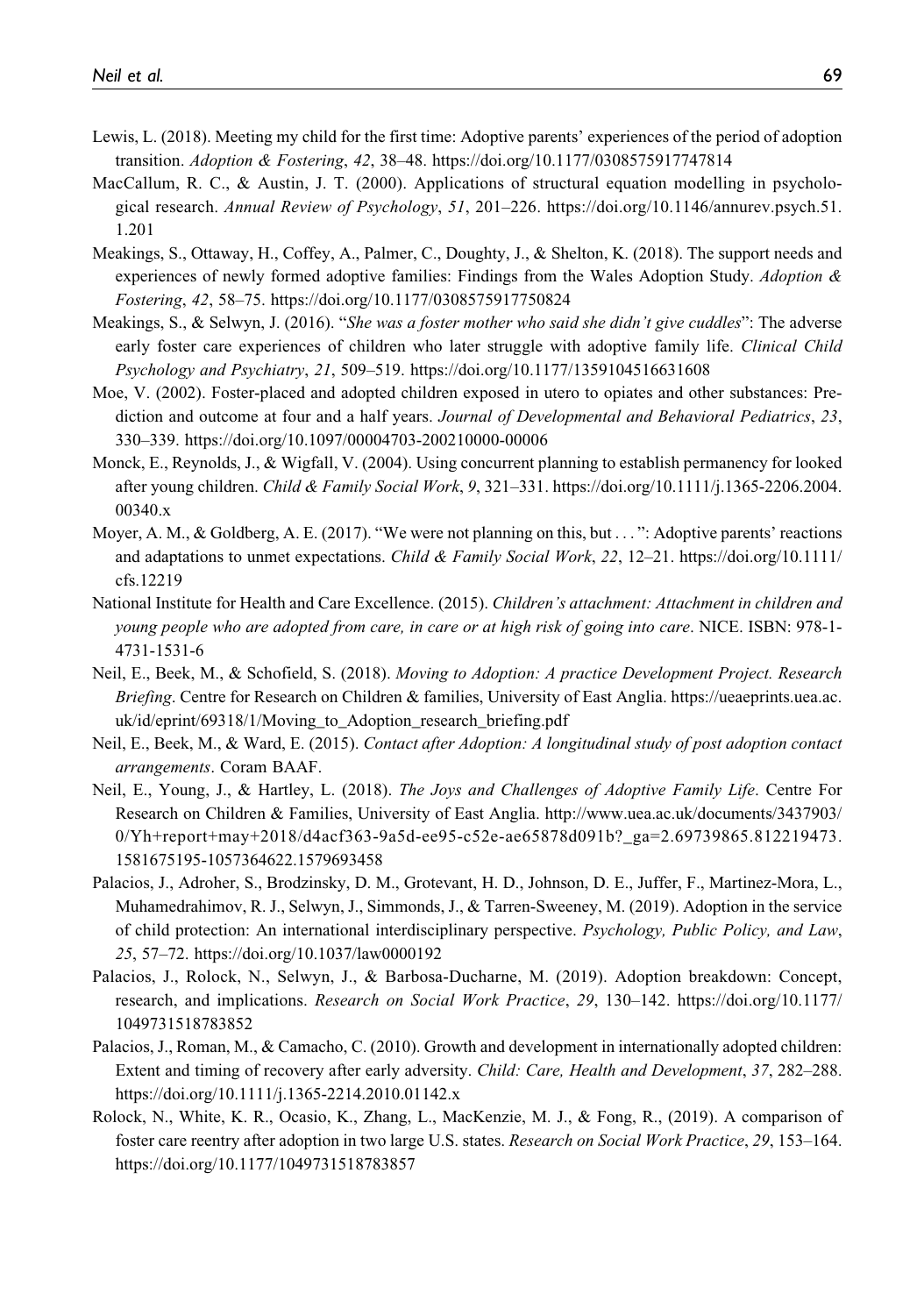Lewis, L. (2018). Meeting my child for the first time: Adoptive parents' experiences of the period of adoption transition. *Adoption & Fostering*, *42*, 38–48. https://doi.org/10.1177/0308575917747814

MacCallum, R. C., & Austin, J. T. (2000). Applications of structural equation modelling in psychological research. *Annual Review of Psychology*, *51*, 201–226. https://doi.org/10.1146/annurev.psych.51.1.201

Meakings, S., Ottaway, H., Coffey, A., Palmer, C., Doughty, J., & Shelton, K. (2018). The support needs and experiences of newly formed adoptive families: Findings from the Wales Adoption Study. *Adoption & Fostering*, *42*, 58–75. https://doi.org/10.1177/0308575917750824

Meakings, S., & Selwyn, J. (2016). "*She was a foster mother who said she didn't give cuddles*": The adverse early foster care experiences of children who later struggle with adoptive family life. *Clinical Child Psychology and Psychiatry*, *21*, 509–519. https://doi.org/10.1177/1359104516631608

Moe, V. (2002). Foster-placed and adopted children exposed in utero to opiates and other substances: Prediction and outcome at four and a half years. *Journal of Developmental and Behavioral Pediatrics*, *23*, 330–339. https://doi.org/10.1097/00004703-200210000-00006

Monck, E., Reynolds, J., & Wigfall, V. (2004). Using concurrent planning to establish permanency for looked after young children. *Child & Family Social Work*, *9*, 321–331. https://doi.org/10.1111/j.1365-2206.2004.00340.x

Moyer, A. M., & Goldberg, A. E. (2017). "We were not planning on this, but . . . ": Adoptive parents' reactions and adaptations to unmet expectations. *Child & Family Social Work*, *22*, 12–21. https://doi.org/10.1111/cfs.12219

National Institute for Health and Care Excellence. (2015). *Children's attachment: Attachment in children and young people who are adopted from care, in care or at high risk of going into care*. NICE. ISBN: 978-1-4731-1531-6

Neil, E., Beek, M., & Schofield, S. (2018). *Moving to Adoption: A practice Development Project. Research Briefing*. Centre for Research on Children & families, University of East Anglia. https://ueaeprints.uea.ac.uk/id/eprint/69318/1/Moving_to_Adoption_research_briefing.pdf

Neil, E., Beek, M., & Ward, E. (2015). *Contact after Adoption: A longitudinal study of post adoption contact arrangements*. Coram BAAF.

Neil, E., Young, J., & Hartley, L. (2018). *The Joys and Challenges of Adoptive Family Life*. Centre For Research on Children & Families, University of East Anglia. http://www.uea.ac.uk/documents/3437903/0/Yh+report+may+2018/d4acf363-9a5d-ee95-c52e-ae65878d091b?_ga=2.69739865.812219473.1581675195-1057364622.1579693458

Palacios, J., Adroher, S., Brodzinsky, D. M., Grotevant, H. D., Johnson, D. E., Juffer, F., Martinez-Mora, L., Muhamedrahimov, R. J., Selwyn, J., Simmonds, J., & Tarren-Sweeney, M. (2019). Adoption in the service of child protection: An international interdisciplinary perspective. *Psychology, Public Policy, and Law*, *25*, 57–72. https://doi.org/10.1037/law0000192

Palacios, J., Rolock, N., Selwyn, J., & Barbosa-Ducharne, M. (2019). Adoption breakdown: Concept, research, and implications. *Research on Social Work Practice*, *29*, 130–142. https://doi.org/10.1177/1049731518783852

Palacios, J., Roman, M., & Camacho, C. (2010). Growth and development in internationally adopted children: Extent and timing of recovery after early adversity. *Child: Care, Health and Development*, *37*, 282–288. https://doi.org/10.1111/j.1365-2214.2010.01142.x

Rolock, N., White, K. R., Ocasio, K., Zhang, L., MacKenzie, M. J., & Fong, R., (2019). A comparison of foster care reentry after adoption in two large U.S. states. *Research on Social Work Practice*, *29*, 153–164. https://doi.org/10.1177/1049731518783857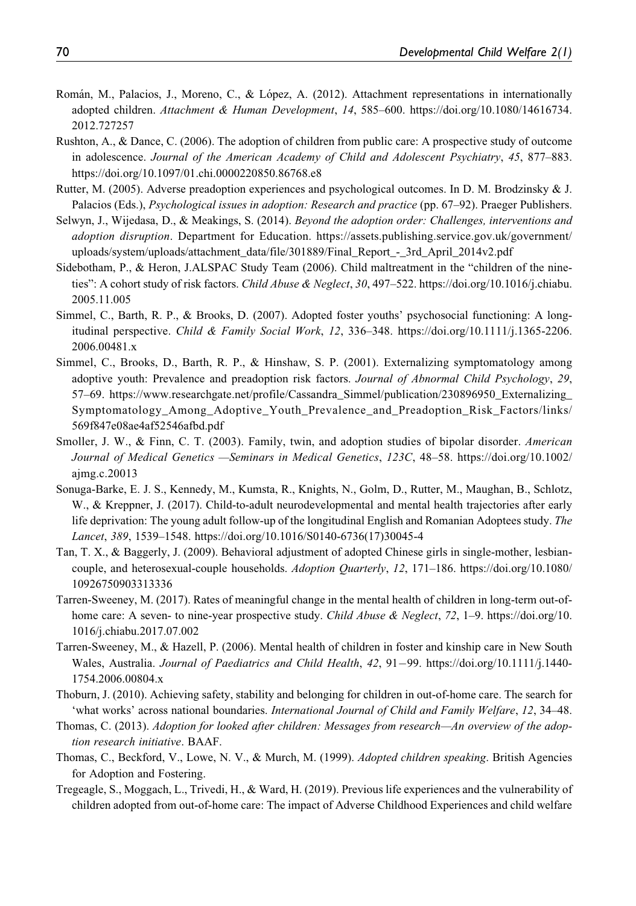Román, M., Palacios, J., Moreno, C., & López, A. (2012). Attachment representations in internationally adopted children. *Attachment & Human Development*, *14*, 585–600. https://doi.org/10.1080/14616734.2012.727257

Rushton, A., & Dance, C. (2006). The adoption of children from public care: A prospective study of outcome in adolescence. *Journal of the American Academy of Child and Adolescent Psychiatry*, *45*, 877–883. https://doi.org/10.1097/01.chi.0000220850.86768.e8

Rutter, M. (2005). Adverse preadoption experiences and psychological outcomes. In D. M. Brodzinsky & J. Palacios (Eds.), *Psychological issues in adoption: Research and practice* (pp. 67–92). Praeger Publishers.

Selwyn, J., Wijedasa, D., & Meakings, S. (2014). *Beyond the adoption order: Challenges, interventions and adoption disruption*. Department for Education. https://assets.publishing.service.gov.uk/government/uploads/system/uploads/attachment_data/file/301889/Final_Report_-_3rd_April_2014v2.pdf

Sidebotham, P., & Heron, J.ALSPAC Study Team (2006). Child maltreatment in the "children of the nineties": A cohort study of risk factors. *Child Abuse & Neglect*, *30*, 497–522. https://doi.org/10.1016/j.chiabu.2005.11.005

Simmel, C., Barth, R. P., & Brooks, D. (2007). Adopted foster youths' psychosocial functioning: A longitudinal perspective. *Child & Family Social Work*, *12*, 336–348. https://doi.org/10.1111/j.1365-2206.2006.00481.x

Simmel, C., Brooks, D., Barth, R. P., & Hinshaw, S. P. (2001). Externalizing symptomatology among adoptive youth: Prevalence and preadoption risk factors. *Journal of Abnormal Child Psychology*, *29*, 57–69. https://www.researchgate.net/profile/Cassandra_Simmel/publication/230896950_Externalizing_Symptomatology_Among_Adoptive_Youth_Prevalence_and_Preadoption_Risk_Factors/links/569f847e08ae4af52546afbd.pdf

Smoller, J. W., & Finn, C. T. (2003). Family, twin, and adoption studies of bipolar disorder. *American Journal of Medical Genetics —Seminars in Medical Genetics*, *123C*, 48–58. https://doi.org/10.1002/ajmg.c.20013

Sonuga-Barke, E. J. S., Kennedy, M., Kumsta, R., Knights, N., Golm, D., Rutter, M., Maughan, B., Schlotz, W., & Kreppner, J. (2017). Child-to-adult neurodevelopmental and mental health trajectories after early life deprivation: The young adult follow-up of the longitudinal English and Romanian Adoptees study. *The Lancet*, *389*, 1539–1548. https://doi.org/10.1016/S0140-6736(17)30045-4

Tan, T. X., & Baggerly, J. (2009). Behavioral adjustment of adopted Chinese girls in single-mother, lesbian-couple, and heterosexual-couple households. *Adoption Quarterly*, *12*, 171–186. https://doi.org/10.1080/10926750903313336

Tarren-Sweeney, M. (2017). Rates of meaningful change in the mental health of children in long-term out-of-home care: A seven- to nine-year prospective study. *Child Abuse & Neglect*, *72*, 1–9. https://doi.org/10.1016/j.chiabu.2017.07.002

Tarren-Sweeney, M., & Hazell, P. (2006). Mental health of children in foster and kinship care in New South Wales, Australia. *Journal of Paediatrics and Child Health*, *42*, 91–99. https://doi.org/10.1111/j.1440-1754.2006.00804.x

Thoburn, J. (2010). Achieving safety, stability and belonging for children in out-of-home care. The search for 'what works' across national boundaries. *International Journal of Child and Family Welfare*, *12*, 34–48.

Thomas, C. (2013). *Adoption for looked after children: Messages from research—An overview of the adoption research initiative*. BAAF.

Thomas, C., Beckford, V., Lowe, N. V., & Murch, M. (1999). *Adopted children speaking*. British Agencies for Adoption and Fostering.

Tregeagle, S., Moggach, L., Trivedi, H., & Ward, H. (2019). Previous life experiences and the vulnerability of children adopted from out-of-home care: The impact of Adverse Childhood Experiences and child welfare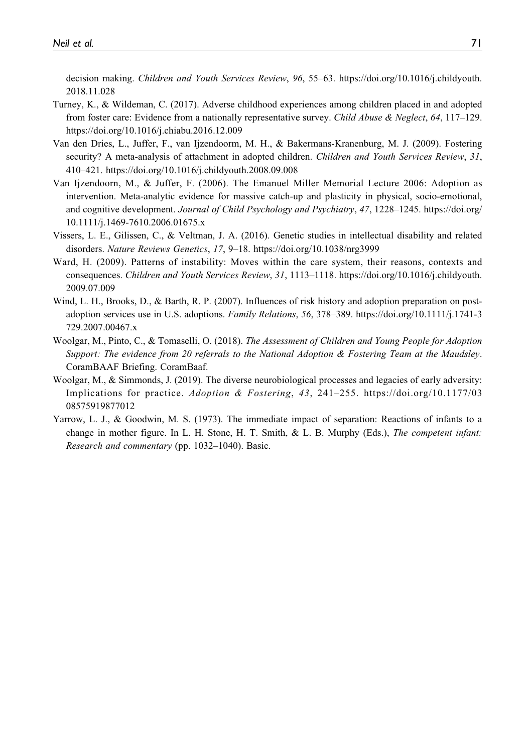decision making. *Children and Youth Services Review*, *96*, 55–63. https://doi.org/10.1016/j.childyouth.2018.11.028

Turney, K., & Wildeman, C. (2017). Adverse childhood experiences among children placed in and adopted from foster care: Evidence from a nationally representative survey. *Child Abuse & Neglect*, *64*, 117–129. https://doi.org/10.1016/j.chiabu.2016.12.009

Van den Dries, L., Juffer, F., van Ijzendoorm, M. H., & Bakermans-Kranenburg, M. J. (2009). Fostering security? A meta-analysis of attachment in adopted children. *Children and Youth Services Review*, *31*, 410–421. https://doi.org/10.1016/j.childyouth.2008.09.008

Van Ijzendoorn, M., & Juffer, F. (2006). The Emanuel Miller Memorial Lecture 2006: Adoption as intervention. Meta-analytic evidence for massive catch-up and plasticity in physical, socio-emotional, and cognitive development. *Journal of Child Psychology and Psychiatry*, *47*, 1228–1245. https://doi.org/10.1111/j.1469-7610.2006.01675.x

Vissers, L. E., Gilissen, C., & Veltman, J. A. (2016). Genetic studies in intellectual disability and related disorders. *Nature Reviews Genetics*, *17*, 9–18. https://doi.org/10.1038/nrg3999

Ward, H. (2009). Patterns of instability: Moves within the care system, their reasons, contexts and consequences. *Children and Youth Services Review*, *31*, 1113–1118. https://doi.org/10.1016/j.childyouth.2009.07.009

Wind, L. H., Brooks, D., & Barth, R. P. (2007). Influences of risk history and adoption preparation on post-adoption services use in U.S. adoptions. *Family Relations*, *56*, 378–389. https://doi.org/10.1111/j.1741-3729.2007.00467.x

Woolgar, M., Pinto, C., & Tomaselli, O. (2018). *The Assessment of Children and Young People for Adoption Support: The evidence from 20 referrals to the National Adoption & Fostering Team at the Maudsley*. CoramBAAF Briefing. CoramBaaf.

Woolgar, M., & Simmonds, J. (2019). The diverse neurobiological processes and legacies of early adversity: Implications for practice. *Adoption & Fostering*, *43*, 241–255. https://doi.org/10.1177/0308575919877012

Yarrow, L. J., & Goodwin, M. S. (1973). The immediate impact of separation: Reactions of infants to a change in mother figure. In L. H. Stone, H. T. Smith, & L. B. Murphy (Eds.), *The competent infant: Research and commentary* (pp. 1032–1040). Basic.